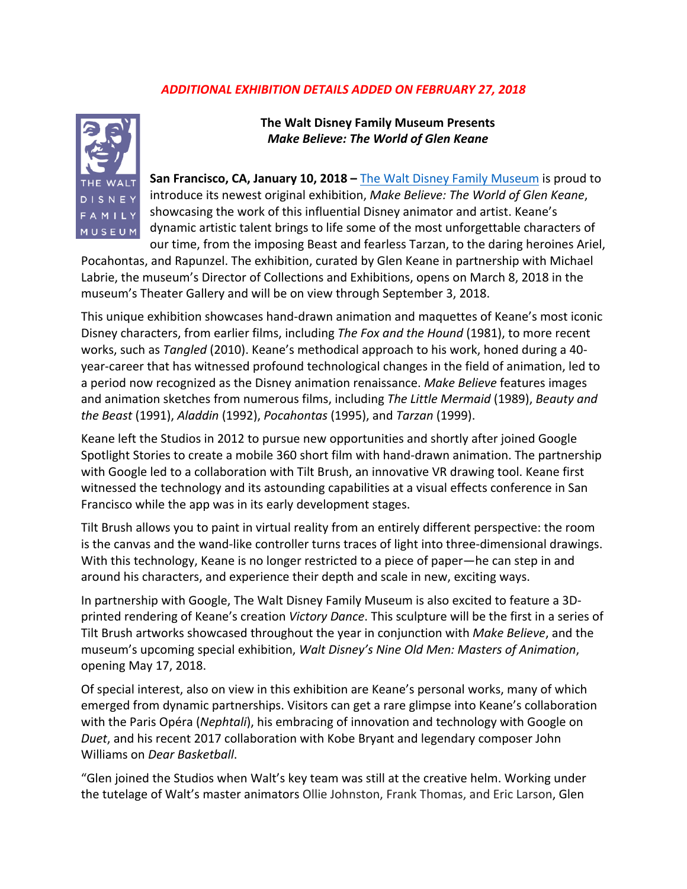*ADDITIONAL EXHIBITION DETAILS ADDED ON FEBRUARY 27, 2018*

THE WALT DISNEY FAMILY MUSEUM

**The Walt Disney Family Museum Presents**
***Make Believe: The World of Glen Keane***

**San Francisco, CA, January 10, 2018 –** The Walt Disney Family Museum is proud to introduce its newest original exhibition, *Make Believe: The World of Glen Keane*, showcasing the work of this influential Disney animator and artist. Keane's dynamic artistic talent brings to life some of the most unforgettable characters of our time, from the imposing Beast and fearless Tarzan, to the daring heroines Ariel, Pocahontas, and Rapunzel. The exhibition, curated by Glen Keane in partnership with Michael Labrie, the museum's Director of Collections and Exhibitions, opens on March 8, 2018 in the museum's Theater Gallery and will be on view through September 3, 2018.

This unique exhibition showcases hand-drawn animation and maquettes of Keane's most iconic Disney characters, from earlier films, including *The Fox and the Hound* (1981), to more recent works, such as *Tangled* (2010). Keane's methodical approach to his work, honed during a 40-year-career that has witnessed profound technological changes in the field of animation, led to a period now recognized as the Disney animation renaissance. *Make Believe* features images and animation sketches from numerous films, including *The Little Mermaid* (1989), *Beauty and the Beast* (1991), *Aladdin* (1992), *Pocahontas* (1995), and *Tarzan* (1999).

Keane left the Studios in 2012 to pursue new opportunities and shortly after joined Google Spotlight Stories to create a mobile 360 short film with hand-drawn animation. The partnership with Google led to a collaboration with Tilt Brush, an innovative VR drawing tool. Keane first witnessed the technology and its astounding capabilities at a visual effects conference in San Francisco while the app was in its early development stages.

Tilt Brush allows you to paint in virtual reality from an entirely different perspective: the room is the canvas and the wand-like controller turns traces of light into three-dimensional drawings. With this technology, Keane is no longer restricted to a piece of paper—he can step in and around his characters, and experience their depth and scale in new, exciting ways.

In partnership with Google, The Walt Disney Family Museum is also excited to feature a 3D-printed rendering of Keane's creation *Victory Dance*. This sculpture will be the first in a series of Tilt Brush artworks showcased throughout the year in conjunction with *Make Believe*, and the museum's upcoming special exhibition, *Walt Disney's Nine Old Men: Masters of Animation*, opening May 17, 2018.

Of special interest, also on view in this exhibition are Keane's personal works, many of which emerged from dynamic partnerships. Visitors can get a rare glimpse into Keane's collaboration with the Paris Opéra (*Nephtali*), his embracing of innovation and technology with Google on *Duet*, and his recent 2017 collaboration with Kobe Bryant and legendary composer John Williams on *Dear Basketball*.

"Glen joined the Studios when Walt's key team was still at the creative helm. Working under the tutelage of Walt's master animators Ollie Johnston, Frank Thomas, and Eric Larson, Glen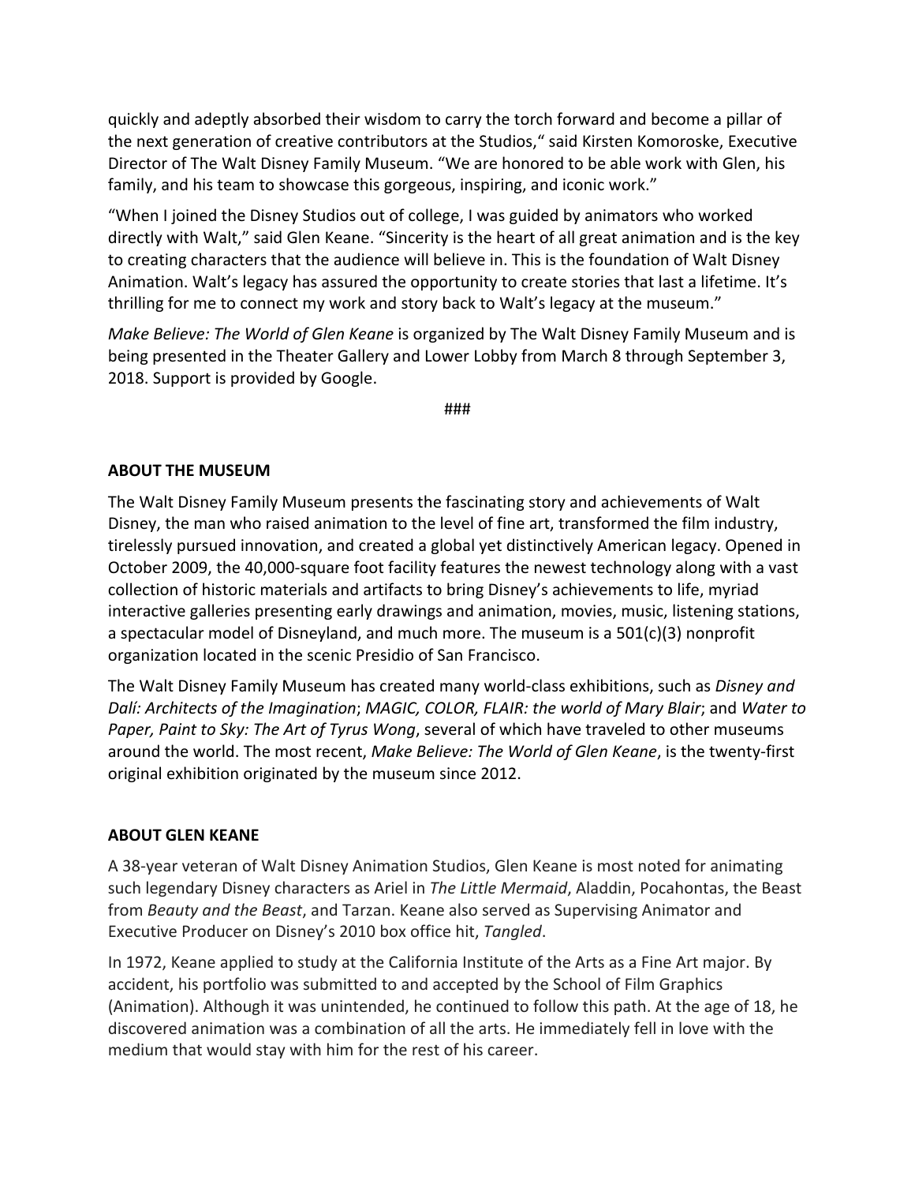quickly and adeptly absorbed their wisdom to carry the torch forward and become a pillar of the next generation of creative contributors at the Studios," said Kirsten Komoroske, Executive Director of The Walt Disney Family Museum. "We are honored to be able work with Glen, his family, and his team to showcase this gorgeous, inspiring, and iconic work."

"When I joined the Disney Studios out of college, I was guided by animators who worked directly with Walt," said Glen Keane. "Sincerity is the heart of all great animation and is the key to creating characters that the audience will believe in. This is the foundation of Walt Disney Animation. Walt's legacy has assured the opportunity to create stories that last a lifetime. It's thrilling for me to connect my work and story back to Walt's legacy at the museum."

*Make Believe: The World of Glen Keane* is organized by The Walt Disney Family Museum and is being presented in the Theater Gallery and Lower Lobby from March 8 through September 3, 2018. Support is provided by Google.

###

**ABOUT THE MUSEUM**

The Walt Disney Family Museum presents the fascinating story and achievements of Walt Disney, the man who raised animation to the level of fine art, transformed the film industry, tirelessly pursued innovation, and created a global yet distinctively American legacy. Opened in October 2009, the 40,000-square foot facility features the newest technology along with a vast collection of historic materials and artifacts to bring Disney's achievements to life, myriad interactive galleries presenting early drawings and animation, movies, music, listening stations, a spectacular model of Disneyland, and much more. The museum is a 501(c)(3) nonprofit organization located in the scenic Presidio of San Francisco.

The Walt Disney Family Museum has created many world-class exhibitions, such as *Disney and Dalí: Architects of the Imagination*; *MAGIC, COLOR, FLAIR: the world of Mary Blair*; and *Water to Paper, Paint to Sky: The Art of Tyrus Wong*, several of which have traveled to other museums around the world. The most recent, *Make Believe: The World of Glen Keane*, is the twenty-first original exhibition originated by the museum since 2012.

**ABOUT GLEN KEANE**

A 38-year veteran of Walt Disney Animation Studios, Glen Keane is most noted for animating such legendary Disney characters as Ariel in *The Little Mermaid*, Aladdin, Pocahontas, the Beast from *Beauty and the Beast*, and Tarzan. Keane also served as Supervising Animator and Executive Producer on Disney's 2010 box office hit, *Tangled*.

In 1972, Keane applied to study at the California Institute of the Arts as a Fine Art major. By accident, his portfolio was submitted to and accepted by the School of Film Graphics (Animation). Although it was unintended, he continued to follow this path. At the age of 18, he discovered animation was a combination of all the arts. He immediately fell in love with the medium that would stay with him for the rest of his career.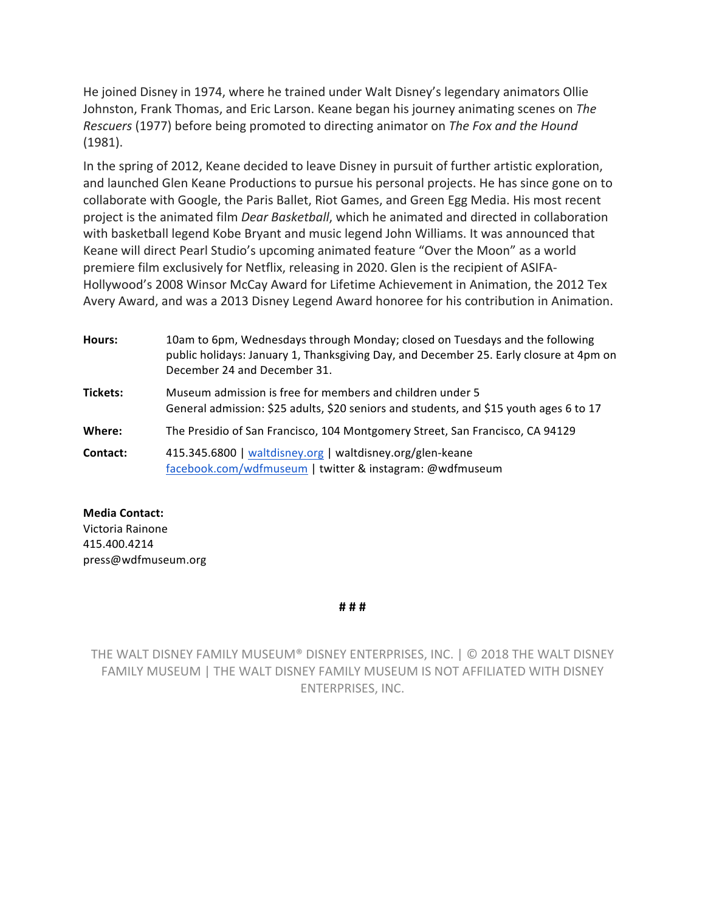He joined Disney in 1974, where he trained under Walt Disney's legendary animators Ollie Johnston, Frank Thomas, and Eric Larson. Keane began his journey animating scenes on *The Rescuers* (1977) before being promoted to directing animator on *The Fox and the Hound* (1981).

In the spring of 2012, Keane decided to leave Disney in pursuit of further artistic exploration, and launched Glen Keane Productions to pursue his personal projects. He has since gone on to collaborate with Google, the Paris Ballet, Riot Games, and Green Egg Media. His most recent project is the animated film *Dear Basketball*, which he animated and directed in collaboration with basketball legend Kobe Bryant and music legend John Williams. It was announced that Keane will direct Pearl Studio's upcoming animated feature "Over the Moon" as a world premiere film exclusively for Netflix, releasing in 2020. Glen is the recipient of ASIFA-Hollywood's 2008 Winsor McCay Award for Lifetime Achievement in Animation, the 2012 Tex Avery Award, and was a 2013 Disney Legend Award honoree for his contribution in Animation.

| | |
|---|---|
| **Hours:** | 10am to 6pm, Wednesdays through Monday; closed on Tuesdays and the following public holidays: January 1, Thanksgiving Day, and December 25. Early closure at 4pm on December 24 and December 31. |
| **Tickets:** | Museum admission is free for members and children under 5<br>General admission: $25 adults, $20 seniors and students, and $15 youth ages 6 to 17 |
| **Where:** | The Presidio of San Francisco, 104 Montgomery Street, San Francisco, CA 94129 |
| **Contact:** | 415.345.6800 \| waltdisney.org \| waltdisney.org/glen-keane<br>facebook.com/wdfmuseum \| twitter & instagram: @wdfmuseum |

**Media Contact:**
Victoria Rainone
415.400.4214
press@wdfmuseum.org

**# # #**

THE WALT DISNEY FAMILY MUSEUM® DISNEY ENTERPRISES, INC. | © 2018 THE WALT DISNEY FAMILY MUSEUM | THE WALT DISNEY FAMILY MUSEUM IS NOT AFFILIATED WITH DISNEY ENTERPRISES, INC.